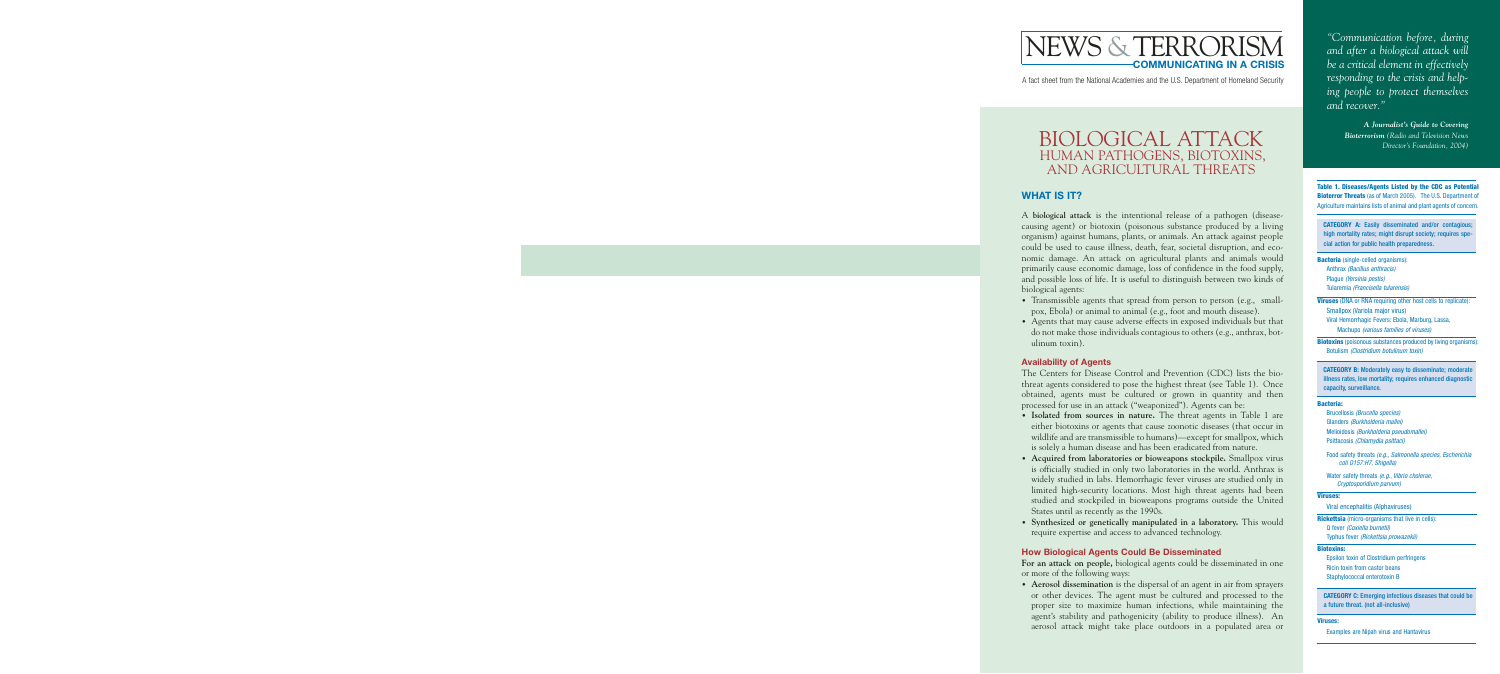# NEWS & TERRORISM

**COMMUNICATING IN A CRISIS**

A fact sheet from the National Academies and the U.S. Department of Homeland Security

*"Communication before, during and after a biological attack will be a critical element in effectively responding to the crisis and helping people to protect themselves and recover."*

***A Journalist's Guide to Covering Bioterrorism** (Radio and Television News Director's Foundation, 2004)*

# BIOLOGICAL ATTACK

## HUMAN PATHOGENS, BIOTOXINS, AND AGRICULTURAL THREATS

### WHAT IS IT?

A **biological attack** is the intentional release of a pathogen (disease-causing agent) or biotoxin (poisonous substance produced by a living organism) against humans, plants, or animals. An attack against people could be used to cause illness, death, fear, societal disruption, and economic damage. An attack on agricultural plants and animals would primarily cause economic damage, loss of confidence in the food supply, and possible loss of life. It is useful to distinguish between two kinds of biological agents:

- Transmissible agents that spread from person to person (e.g., smallpox, Ebola) or animal to animal (e.g., foot and mouth disease).
- Agents that may cause adverse effects in exposed individuals but that do not make those individuals contagious to others (e.g., anthrax, botulinum toxin).

#### Availability of Agents

The Centers for Disease Control and Prevention (CDC) lists the biothreat agents considered to pose the highest threat (see Table 1). Once obtained, agents must be cultured or grown in quantity and then processed for use in an attack ("weaponized"). Agents can be:

- **Isolated from sources in nature.** The threat agents in Table 1 are either biotoxins or agents that cause zoonotic diseases (that occur in wildlife and are transmissible to humans)—except for smallpox, which is solely a human disease and has been eradicated from nature.
- **Acquired from laboratories or bioweapons stockpile.** Smallpox virus is officially studied in only two laboratories in the world. Anthrax is widely studied in labs. Hemorrhagic fever viruses are studied only in limited high-security locations. Most high threat agents had been studied and stockpiled in bioweapons programs outside the United States until as recently as the 1990s.
- **Synthesized or genetically manipulated in a laboratory.** This would require expertise and access to advanced technology.

#### How Biological Agents Could Be Disseminated

**For an attack on people,** biological agents could be disseminated in one or more of the following ways:

- **Aerosol dissemination** is the dispersal of an agent in air from sprayers or other devices. The agent must be cultured and processed to the proper size to maximize human infections, while maintaining the agent's stability and pathogenicity (ability to produce illness). An aerosol attack might take place outdoors in a populated area or

**Table 1. Diseases/Agents Listed by the CDC as Potential Bioterror Threats** (as of March 2005). The U.S. Department of Agriculture maintains lists of animal and plant agents of concern.

**CATEGORY A: Easily disseminated and/or contagious; high mortality rates; might disrupt society; requires special action for public health preparedness.**

**Bacteria** (single-celled organisms):
- Anthrax *(Bacillus anthracis)*
- Plague *(Yersinia pestis)*
- Tularemia *(Francisella tularensis)*

**Viruses** (DNA or RNA requiring other host cells to replicate):
- Smallpox (Variola major virus)
- Viral Hemorrhagic Fevers: Ebola, Marburg, Lassa, Machupo *(various families of viruses)*

**Biotoxins** (poisonous substances produced by living organisms):
- Botulism *(Clostridium botulinum toxin)*

**CATEGORY B: Moderately easy to disseminate; moderate illness rates, low mortality; requires enhanced diagnostic capacity, surveillance.**

**Bacteria:**
- Brucellosis *(Brucella species)*
- Glanders *(Burkholderia mallei)*
- Melioidosis *(Burkholderia pseudomallei)*
- Psittacosis *(Chlamydia psittaci)*
- Food safety threats *(e.g., Salmonella species, Escherichia coli O157:H7, Shigella)*
- Water safety threats *(e.g., Vibrio cholerae, Cryptosporidium parvum)*

**Viruses:**
- Viral encephalitis (Alphaviruses)

**Rickettsia** (micro-organisms that live in cells):
- Q fever *(Coxiella burnetii)*
- Typhus fever *(Rickettsia prowazekii)*

**Biotoxins:**
- Epsilon toxin of Clostridium perfringens
- Ricin toxin from castor beans
- Staphylococcal enterotoxin B

**CATEGORY C: Emerging infectious diseases that could be a future threat. (not all-inclusive)**

**Viruses:**
- Examples are Nipah virus and Hantavirus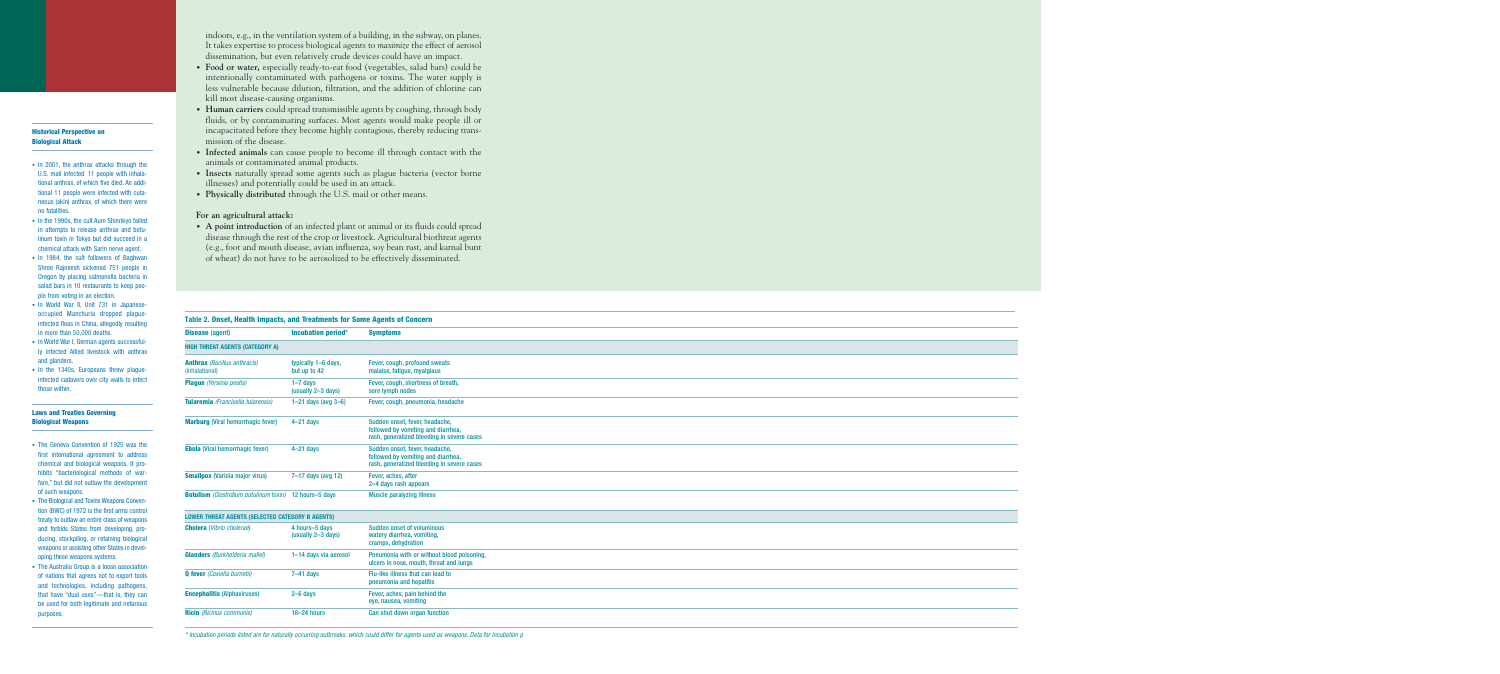indoors, e.g., in the ventilation system of a building, in the subway, on planes. It takes expertise to process biological agents to *maximize* the effect of aerosol dissemination, but even relatively crude devices could have an impact.

- **Food or water,** especially ready-to-eat food (vegetables, salad bars) could be intentionally contaminated with pathogens or toxins. The water supply is less vulnerable because dilution, filtration, and the addition of chlorine can kill most disease-causing organisms.
- **Human carriers** could spread transmissible agents by coughing, through body fluids, or by contaminating surfaces. Most agents would make people ill or incapacitated before they become highly contagious, thereby reducing transmission of the disease.
- **Infected animals** can cause people to become ill through contact with the animals or contaminated animal products.
- **Insects** naturally spread some agents such as plague bacteria (vector borne illnesses) and potentially could be used in an attack.
- **Physically distributed** through the U.S. mail or other means.

**For an agricultural attack:**

- **A point introduction** of an infected plant or animal or its fluids could spread disease through the rest of the crop or livestock. Agricultural biothreat agents (e.g., foot and mouth disease, avian influenza, soy bean rust, and karnal bunt of wheat) do not have to be aerosolized to be effectively disseminated.

### Historical Perspective on Biological Attack

- In 2001, the anthrax attacks through the U.S. mail infected 11 people with inhalational anthrax, of which five died. An additional 11 people were infected with cutaneous (skin) anthrax, of which there were no fatalities.
- In the 1990s, the cult Aum Shinrikyo failed in attempts to release anthrax and botulinum toxin in Tokyo but did succeed in a chemical attack with Sarin nerve agent.
- In 1984, the cult followers of Baghwan Shree Rajneesh sickened 751 people in Oregon by placing salmonella bacteria in salad bars in 10 restaurants to keep people from voting in an election.
- In World War II, Unit 731 in Japanese-occupied Manchuria dropped plague-infected fleas in China, allegedly resulting in more than 50,000 deaths.
- In World War I, German agents successfully infected Allied livestock with anthrax and glanders.
- In the 1340s, Europeans threw plague-infected cadavers over city walls to infect those within.

### Laws and Treaties Governing Biological Weapons

- The Geneva Convention of 1925 was the first international agreement to address chemical and biological weapons. It prohibits "bacteriological methods of warfare," but did not outlaw the development of such weapons.
- The Biological and Toxins Weapons Convention (BWC) of 1972 is the first arms control treaty to outlaw an entire class of weapons and forbids States from developing, producing, stockpiling, or retaining biological weapons or assisting other States in developing these weapons systems.
- The Australia Group is a loose association of nations that agrees not to export tools and technologies, including pathogens, that have "dual uses"—that is, they can be used for both legitimate and nefarious purposes.

**Table 2. Onset, Health Impacts, and Treatments for Some Agents of Concern**

| **Disease** (agent) | **Incubation period*** | **Symptoms** |
|---|---|---|
| **HIGH THREAT AGENTS (CATEGORY A)** | | |
| **Anthrax** (*Bacillus anthracis*) (inhalational) | typically 1–6 days, but up to 42 | Fever, cough, profound sweats malaise, fatigue, myalgiaus |
| **Plague** (*Yersinia pestis*) | 1–7 days (usually 2–3 days) | Fever, cough, shortness of breath, sore lymph nodes |
| **Tularemia** (*Francisella tularensis*) | 1–21 days (avg 3–6) | Fever, cough, pneumonia, headache |
| **Marburg** (Viral hemorrhagic fever) | 4–21 days | Sudden onset, fever, headache, followed by vomiting and diarrhea, rash, generalized bleeding in severe cases |
| **Ebola** (Viral hemorrhagic fever) | 4–21 days | Sudden onset, fever, headache, followed by vomiting and diarrhea, rash, generalized bleeding in severe cases |
| **Smallpox** (*Variola major virus*) | 7–17 days (avg 12) | Fever, aches, after 2–4 days rash appears |
| **Botulism** (*Clostridium botulinum toxin*) | 12 hours–5 days | Muscle paralyzing illness |
| **LOWER THREAT AGENTS (SELECTED CATEGORY B AGENTS)** | | |
| **Cholera** (*Vibrio cholerae*) | 4 hours–5 days (usually 2–3 days) | Sudden onset of voluminous watery diarrhea, vomiting, cramps, dehydration |
| **Glanders** (*Burkholderia mallei*) | 1–14 days via aerosol | Pneumonia with or without blood poisoning, ulcers in nose, mouth, throat and lungs |
| **Q fever** (*Coxiella burnetii*) | 7–41 days | Flu-like illness that can lead to pneumonia and hepatitis |
| **Encephalitis** (Alphaviruses) | 2–6 days | Fever, aches, pain behind the eye, nausea, vomiting |
| **Ricin** (*Ricinus communis*) | 18–24 hours | Can shut down organ function |

\* Incubation periods listed are for naturally occurring outbreaks, which could differ for agents used as weapons. Data for incubation p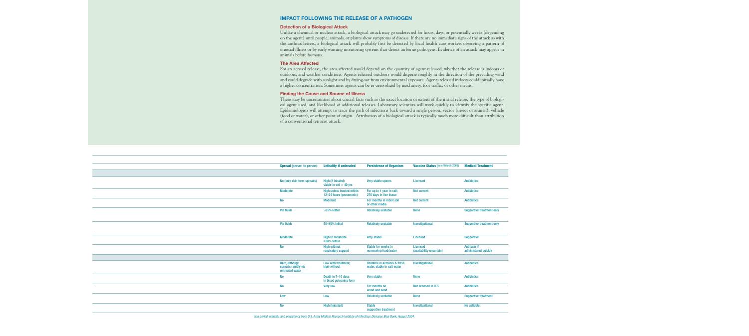## IMPACT FOLLOWING THE RELEASE OF A PATHOGEN

### Detection of a Biological Attack

Unlike a chemical or nuclear attack, a biological attack may go undetected for hours, days, or potentially weeks (depending on the agent) until people, animals, or plants show symptoms of disease. If there are no immediate signs of the attack as with the anthrax letters, a biological attack will probably first be detected by local health care workers observing a pattern of unusual illness or by early warning monitoring systems that detect airborne pathogens. Evidence of an attack may appear in animals before humans.

### The Area Affected

For an aerosol release, the area affected would depend on the quantity of agent released, whether the release is indoors or outdoors, and weather conditions. Agents released outdoors would disperse roughly in the direction of the prevailing wind and could degrade with sunlight and by drying out from environmental exposure. Agents released indoors could initially have a higher concentration. Sometimes agents can be re-aerosolized by machinery, foot traffic, or other means.

### Finding the Cause and Source of Illness

There may be uncertainties about crucial facts such as the exact location or extent of the initial release, the type of biological agent used, and likelihood of additional releases. Laboratory scientists will work quickly to identify the specific agent. Epidemiologists will attempt to trace the path of infections back toward a single person, vector (insect or animal), vehicle (food or water), or other point of origin. Attribution of a biological attack is typically much more difficult than attribution of a conventional terrorist attack.

| Spread (person to person) | Lethality if untreated | Persistence of Organism | Vaccine Status (as of March 2005) | Medical Treatment |
|---|---|---|---|---|
| | | | | |
| No (only skin form spreads) | High (if inhaled) viable in soil > 40 yrs | Very stable spores | Licensed | Antibiotics |
| Moderate | High unless treated within 12–24 hours (pneumonic) | For up to 1 year in soil; 270 days in live tissue | Not current | Antibiotics |
| No | Moderate | For months in moist soil or other media | Not current | Antibiotics |
| Via fluids | >25% lethal | Relatively unstable | None | Supportive treatment only |
| Via fluids | 50–80% lethal | Relatively unstable | Investigational | Supportive treatment only |
| Moderate | High to moderate ≈30% lethal | Very stable | Licensed | Supportive |
| No | High without respiratory support | Stable for weeks in nonmoving food/water | Licensed (availability uncertain) | Antitoxin if administered quickly |
| | | | | |
| Rare, although spreads rapidly via untreated water | Low with treatment, high without | Unstable in aerosols & fresh water, stable in salt water | Investigational | Antibiotics |
| No | Death in 7–10 days in blood poisoning form | Very stable | None | Antibiotics |
| No | Very low | For months on wood and sand | Not licensed in U.S. | Antibiotics |
| Low | Low | Relatively unstable | None | Supportive treatment |
| No | High (injected) | Stable supportive treatment | Investigational | No antidote; |

*tion period, lethality, and persistency from U.S. Army Medical Research Institute of Infectious Diseases Blue Book, August 2004.*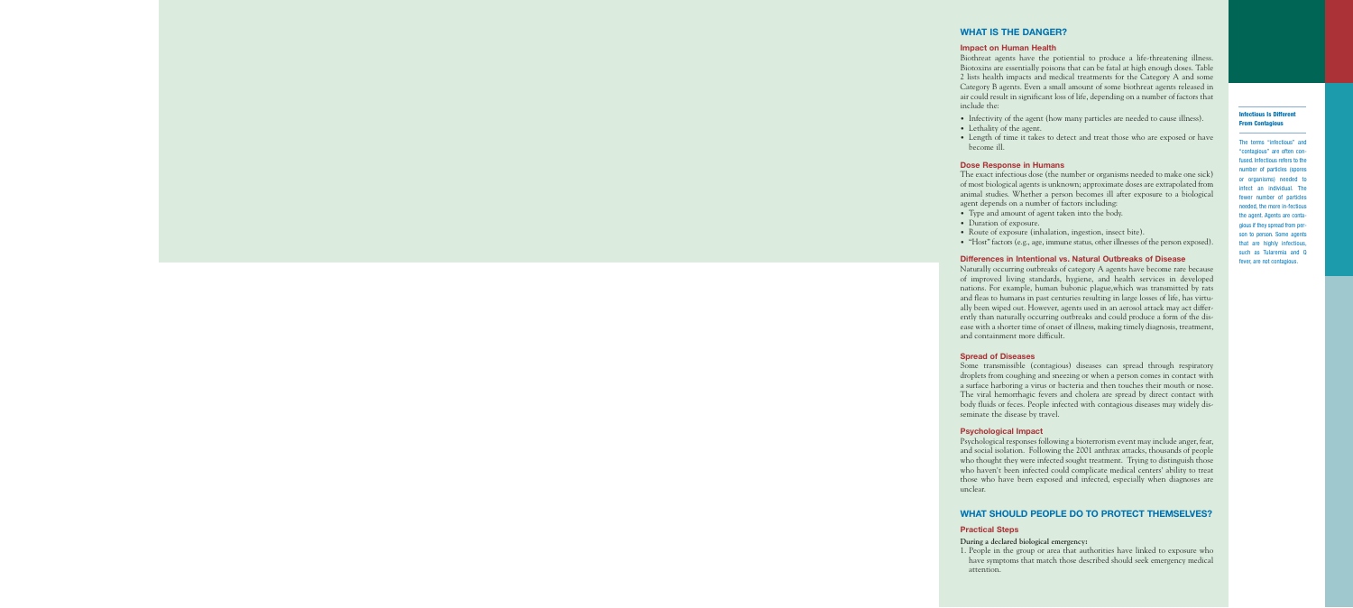## WHAT IS THE DANGER?

### Impact on Human Health

Biothreat agents have the potential to produce a life-threatening illness. Biotoxins are essentially poisons that can be fatal at high enough doses. Table 2 lists health impacts and medical treatments for the Category A and some Category B agents. Even a small amount of some biothreat agents released in air could result in significant loss of life, depending on a number of factors that include the:

- Infectivity of the agent (how many particles are needed to cause illness).
- Lethality of the agent.
- Length of time it takes to detect and treat those who are exposed or have become ill.

### Dose Response in Humans

The exact infectious dose (the number or organisms needed to make one sick) of most biological agents is unknown; approximate doses are extrapolated from animal studies. Whether a person becomes ill after exposure to a biological agent depends on a number of factors including:

- Type and amount of agent taken into the body.
- Duration of exposure.
- Route of exposure (inhalation, ingestion, insect bite).
- "Host" factors (e.g., age, immune status, other illnesses of the person exposed).

### Differences in Intentional vs. Natural Outbreaks of Disease

Naturally occurring outbreaks of category A agents have become rare because of improved living standards, hygiene, and health services in developed nations. For example, human bubonic plague,which was transmitted by rats and fleas to humans in past centuries resulting in large losses of life, has virtually been wiped out. However, agents used in an aerosol attack may act differently than naturally occurring outbreaks and could produce a form of the disease with a shorter time of onset of illness, making timely diagnosis, treatment, and containment more difficult.

### Spread of Diseases

Some transmissible (contagious) diseases can spread through respiratory droplets from coughing and sneezing or when a person comes in contact with a surface harboring a virus or bacteria and then touches their mouth or nose. The viral hemorrhagic fevers and cholera are spread by direct contact with body fluids or feces. People infected with contagious diseases may widely disseminate the disease by travel.

### Psychological Impact

Psychological responses following a bioterrorism event may include anger, fear, and social isolation. Following the 2001 anthrax attacks, thousands of people who thought they were infected sought treatment. Trying to distinguish those who haven't been infected could complicate medical centers' ability to treat those who have been exposed and infected, especially when diagnoses are unclear.

## WHAT SHOULD PEOPLE DO TO PROTECT THEMSELVES?

### Practical Steps

**During a declared biological emergency:**

1. People in the group or area that authorities have linked to exposure who have symptoms that match those described should seek emergency medical attention.

**Infectious Is Different From Contagious**

The terms "infectious" and "contagious" are often confused. Infectious refers to the number of particles (spores or organisms) needed to infect an individual. The fewer number of particles needed, the more in-fectious the agent. Agents are contagious if they spread from person to person. Some agents that are highly infectious, such as Tularemia and Q fever, are not contagious.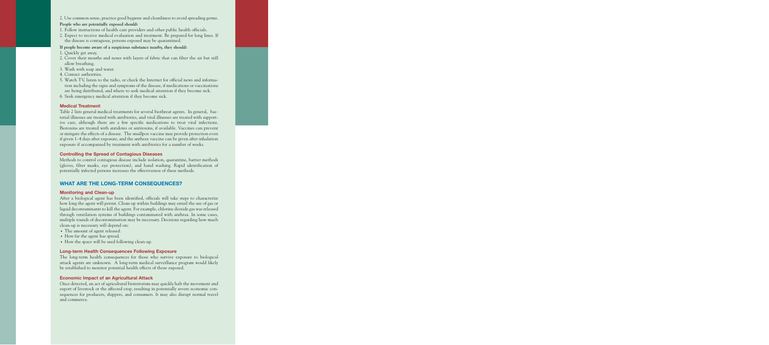2. Use common sense, practice good hygiene and cleanliness to avoid spreading germs.

**People who are potentially exposed should:**

1. Follow instructions of health care providers and other public health officials.
2. Expect to receive medical evaluation and treatment. Be prepared for long lines. If the disease is contagious, persons exposed may be quarantined.

**If people become aware of a suspicious substance nearby, they should:**

1. Quickly get away.
2. Cover their mouths and noses with layers of fabric that can filter the air but still allow breathing.
3. Wash with soap and water.
4. Contact authorities.
5. Watch TV, listen to the radio, or check the Internet for official news and information including the signs and symptoms of the disease, if medications or vaccinations are being distributed, and where to seek medical attention if they become sick.
6. Seek emergency medical attention if they become sick.

### Medical Treatment

Table 2 lists general medical treatments for several biothreat agents. In general, bacterial illnesses are treated with antibiotics, and viral illnesses are treated with supportive care, although there are a few specific medications to treat viral infections. Biotoxins are treated with antidotes or antitoxins, if available. Vaccines can prevent or mitigate the effects of a disease. The smallpox vaccine may provide protection even if given 1–4 days after exposure, and the anthrax vaccine can be given after inhalation exposure if accompanied by treatment with antibiotics for a number of weeks.

### Controlling the Spread of Contagious Diseases

Methods to control contagious disease include isolation, quarantine, barrier methods (gloves, filter masks, eye protection), and hand washing. Rapid identification of potentially infected persons increases the effectiveness of these methods.

## WHAT ARE THE LONG-TERM CONSEQUENCES?

### Monitoring and Clean-up

After a biological agent has been identified, officials will take steps to characterize how long the agent will persist. Clean-up within buildings may entail the use of gas or liquid decontaminants to kill the agent. For example, chlorine dioxide gas was released through ventilation systems of buildings contaminated with anthrax. In some cases, multiple rounds of decontamination may be necessary. Decisions regarding how much clean-up is necessary will depend on:

- The amount of agent released.
- How far the agent has spread.
- How the space will be used following clean-up.

### Long-term Health Consequences Following Exposure

The long-term health consequences for those who survive exposure to biological attack agents are unknown. A long-term medical surveillance program would likely be established to monitor potential health effects of those exposed.

### Economic Impact of an Agricultural Attack

Once detected, an act of agricultural bioterrorism may quickly halt the movement and export of livestock or the affected crop, resulting in potentially severe economic consequences for producers, shippers, and consumers. It may also disrupt normal travel and commerce.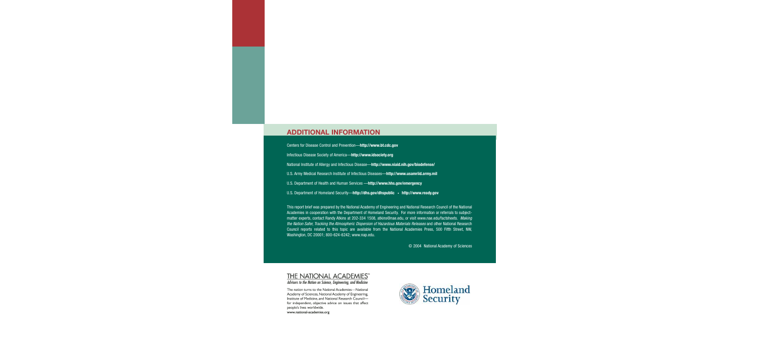## ADDITIONAL INFORMATION

Centers for Disease Control and Prevention—**http://www.bt.cdc.gov**

Infectious Disease Society of America—**http://www.idsociety.org**

National Institute of Allergy and Infectious Disease—**http://www.niaid.nih.gov/biodefense/**

U.S. Army Medical Research Institute of Infectious Diseases—**http://www.usamriid.army.mil**

U.S. Department of Health and Human Services —**http://www.hhs.gov/emergency**

U.S. Department of Homeland Security—**http://dhs.gov/dhspublic** • **http://www.ready.gov**

This report brief was prepared by the National Academy of Engineering and National Research Council of the National Academies in cooperation with the Department of Homeland Security. For more information or referrals to subject-matter experts, contact Randy Atkins at 202-334 1508, atkins@nae.edu, or visit www.nae.edu/factsheets. *Making the Nation Safer, Tracking the Atmospheric Dispersion of Hazardous Materials Releases* and other National Research Council reports related to this topic are available from the National Academies Press, 500 Fifth Street, NW, Washington, DC 20001; 800-624-6242; www.nap.edu.

© 2004 National Academy of Sciences

THE NATIONAL ACADEMIES™

*Advisers to the Nation on Science, Engineering, and Medicine*

The nation turns to the National Academies—National Academy of Sciences, National Academy of Engineering, Institute of Medicine, and National Research Council—for independent, objective advice on issues that affect people's lives worldwide.

**www.national-academies.org**

Homeland Security